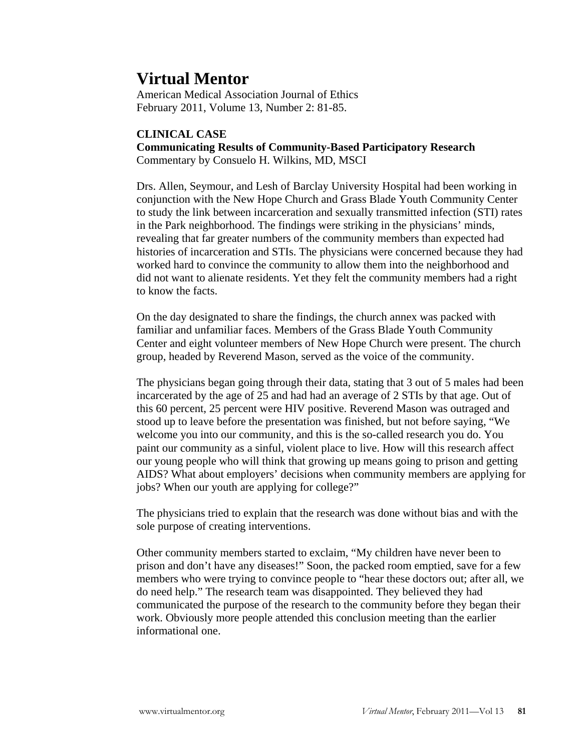# Virtual Mentor

American Medical Association Journal of Ethics
February 2011, Volume 13, Number 2: 81-85.

**CLINICAL CASE**
**Communicating Results of Community-Based Participatory Research**
Commentary by Consuelo H. Wilkins, MD, MSCI

Drs. Allen, Seymour, and Lesh of Barclay University Hospital had been working in conjunction with the New Hope Church and Grass Blade Youth Community Center to study the link between incarceration and sexually transmitted infection (STI) rates in the Park neighborhood. The findings were striking in the physicians' minds, revealing that far greater numbers of the community members than expected had histories of incarceration and STIs. The physicians were concerned because they had worked hard to convince the community to allow them into the neighborhood and did not want to alienate residents. Yet they felt the community members had a right to know the facts.

On the day designated to share the findings, the church annex was packed with familiar and unfamiliar faces. Members of the Grass Blade Youth Community Center and eight volunteer members of New Hope Church were present. The church group, headed by Reverend Mason, served as the voice of the community.

The physicians began going through their data, stating that 3 out of 5 males had been incarcerated by the age of 25 and had had an average of 2 STIs by that age. Out of this 60 percent, 25 percent were HIV positive. Reverend Mason was outraged and stood up to leave before the presentation was finished, but not before saying, "We welcome you into our community, and this is the so-called research you do. You paint our community as a sinful, violent place to live. How will this research affect our young people who will think that growing up means going to prison and getting AIDS? What about employers' decisions when community members are applying for jobs? When our youth are applying for college?"

The physicians tried to explain that the research was done without bias and with the sole purpose of creating interventions.

Other community members started to exclaim, "My children have never been to prison and don't have any diseases!" Soon, the packed room emptied, save for a few members who were trying to convince people to "hear these doctors out; after all, we do need help." The research team was disappointed. They believed they had communicated the purpose of the research to the community before they began their work. Obviously more people attended this conclusion meeting than the earlier informational one.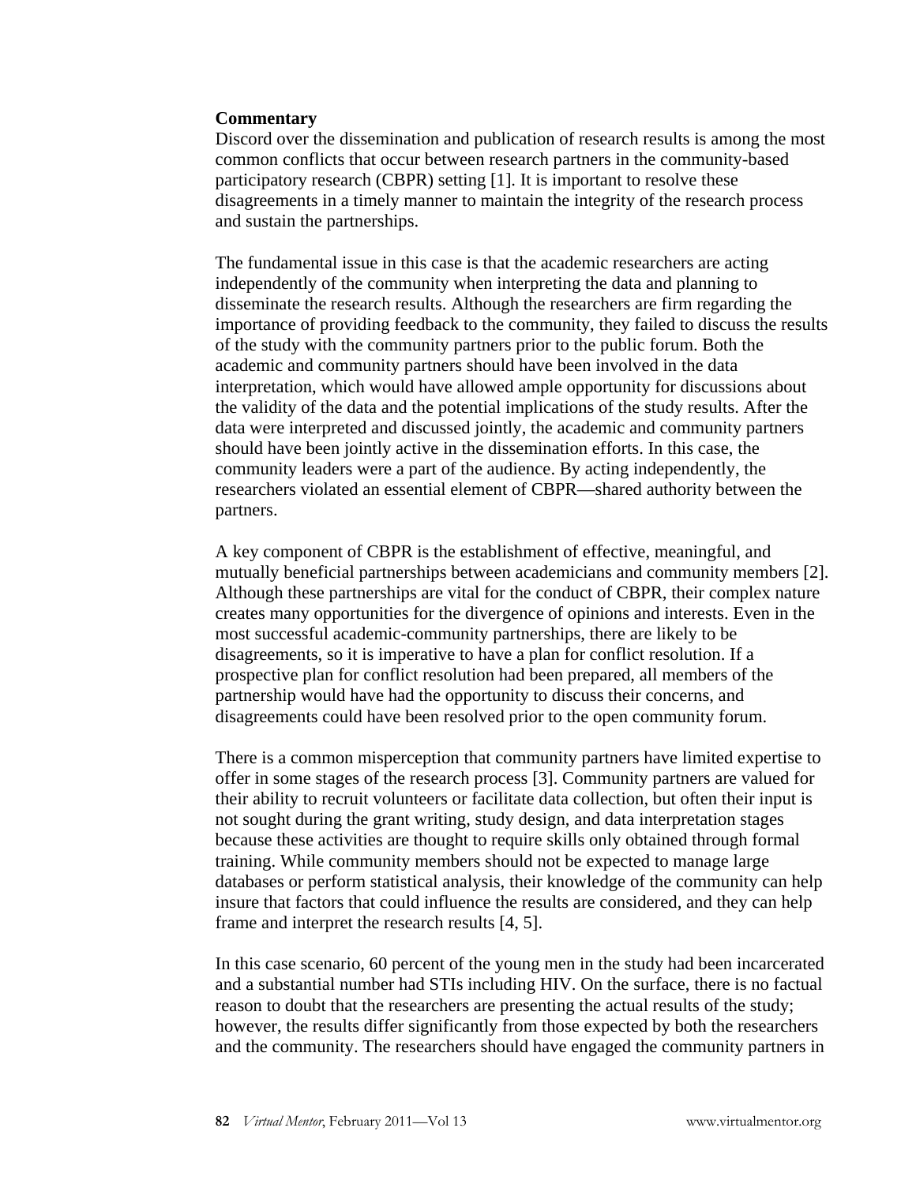**Commentary**

Discord over the dissemination and publication of research results is among the most common conflicts that occur between research partners in the community-based participatory research (CBPR) setting [1]. It is important to resolve these disagreements in a timely manner to maintain the integrity of the research process and sustain the partnerships.

The fundamental issue in this case is that the academic researchers are acting independently of the community when interpreting the data and planning to disseminate the research results. Although the researchers are firm regarding the importance of providing feedback to the community, they failed to discuss the results of the study with the community partners prior to the public forum. Both the academic and community partners should have been involved in the data interpretation, which would have allowed ample opportunity for discussions about the validity of the data and the potential implications of the study results. After the data were interpreted and discussed jointly, the academic and community partners should have been jointly active in the dissemination efforts. In this case, the community leaders were a part of the audience. By acting independently, the researchers violated an essential element of CBPR—shared authority between the partners.

A key component of CBPR is the establishment of effective, meaningful, and mutually beneficial partnerships between academicians and community members [2]. Although these partnerships are vital for the conduct of CBPR, their complex nature creates many opportunities for the divergence of opinions and interests. Even in the most successful academic-community partnerships, there are likely to be disagreements, so it is imperative to have a plan for conflict resolution. If a prospective plan for conflict resolution had been prepared, all members of the partnership would have had the opportunity to discuss their concerns, and disagreements could have been resolved prior to the open community forum.

There is a common misperception that community partners have limited expertise to offer in some stages of the research process [3]. Community partners are valued for their ability to recruit volunteers or facilitate data collection, but often their input is not sought during the grant writing, study design, and data interpretation stages because these activities are thought to require skills only obtained through formal training. While community members should not be expected to manage large databases or perform statistical analysis, their knowledge of the community can help insure that factors that could influence the results are considered, and they can help frame and interpret the research results [4, 5].

In this case scenario, 60 percent of the young men in the study had been incarcerated and a substantial number had STIs including HIV. On the surface, there is no factual reason to doubt that the researchers are presenting the actual results of the study; however, the results differ significantly from those expected by both the researchers and the community. The researchers should have engaged the community partners in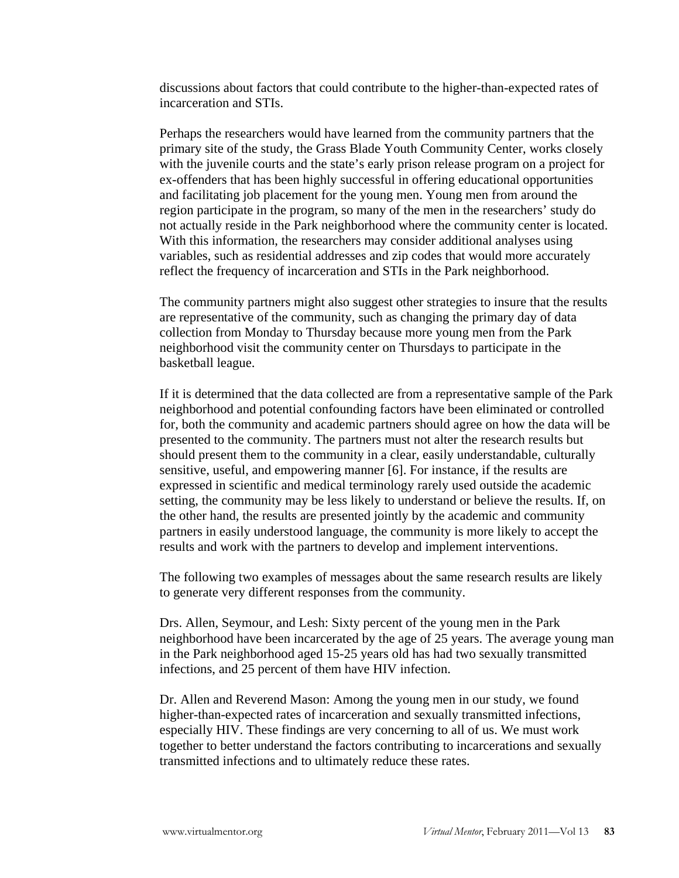discussions about factors that could contribute to the higher-than-expected rates of incarceration and STIs.

Perhaps the researchers would have learned from the community partners that the primary site of the study, the Grass Blade Youth Community Center, works closely with the juvenile courts and the state's early prison release program on a project for ex-offenders that has been highly successful in offering educational opportunities and facilitating job placement for the young men. Young men from around the region participate in the program, so many of the men in the researchers' study do not actually reside in the Park neighborhood where the community center is located. With this information, the researchers may consider additional analyses using variables, such as residential addresses and zip codes that would more accurately reflect the frequency of incarceration and STIs in the Park neighborhood.

The community partners might also suggest other strategies to insure that the results are representative of the community, such as changing the primary day of data collection from Monday to Thursday because more young men from the Park neighborhood visit the community center on Thursdays to participate in the basketball league.

If it is determined that the data collected are from a representative sample of the Park neighborhood and potential confounding factors have been eliminated or controlled for, both the community and academic partners should agree on how the data will be presented to the community. The partners must not alter the research results but should present them to the community in a clear, easily understandable, culturally sensitive, useful, and empowering manner [6]. For instance, if the results are expressed in scientific and medical terminology rarely used outside the academic setting, the community may be less likely to understand or believe the results. If, on the other hand, the results are presented jointly by the academic and community partners in easily understood language, the community is more likely to accept the results and work with the partners to develop and implement interventions.

The following two examples of messages about the same research results are likely to generate very different responses from the community.

Drs. Allen, Seymour, and Lesh: Sixty percent of the young men in the Park neighborhood have been incarcerated by the age of 25 years. The average young man in the Park neighborhood aged 15-25 years old has had two sexually transmitted infections, and 25 percent of them have HIV infection.

Dr. Allen and Reverend Mason: Among the young men in our study, we found higher-than-expected rates of incarceration and sexually transmitted infections, especially HIV. These findings are very concerning to all of us. We must work together to better understand the factors contributing to incarcerations and sexually transmitted infections and to ultimately reduce these rates.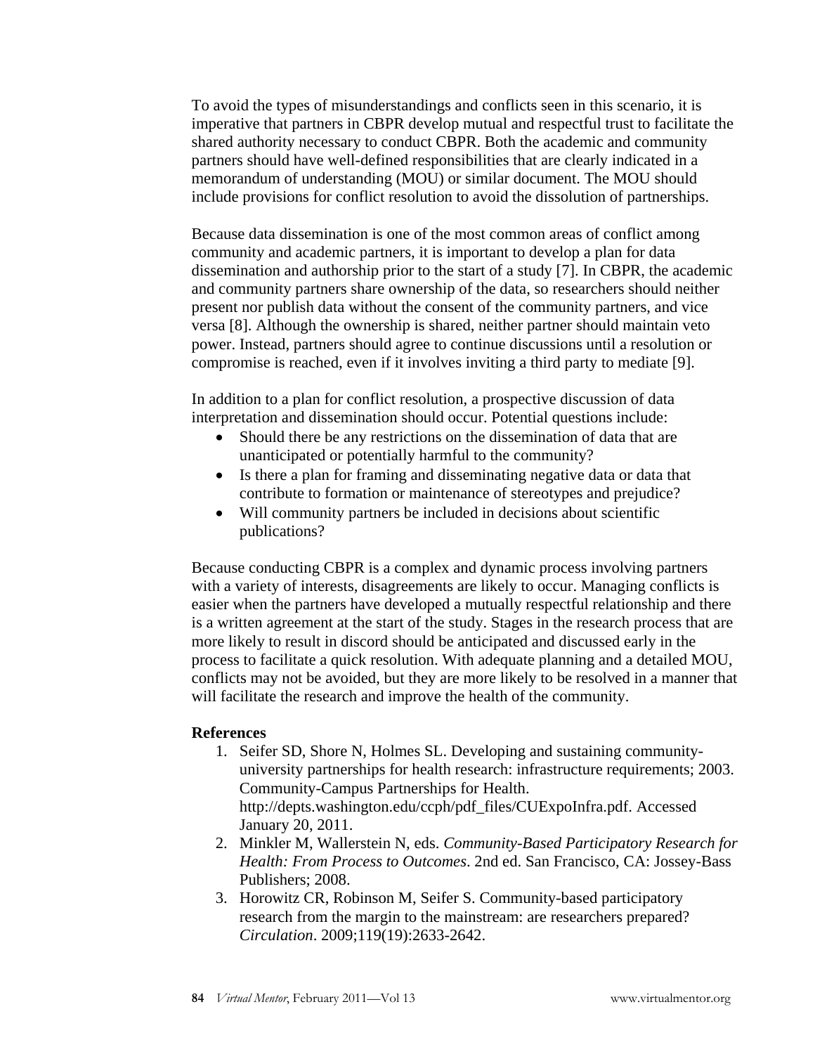To avoid the types of misunderstandings and conflicts seen in this scenario, it is imperative that partners in CBPR develop mutual and respectful trust to facilitate the shared authority necessary to conduct CBPR. Both the academic and community partners should have well-defined responsibilities that are clearly indicated in a memorandum of understanding (MOU) or similar document. The MOU should include provisions for conflict resolution to avoid the dissolution of partnerships.

Because data dissemination is one of the most common areas of conflict among community and academic partners, it is important to develop a plan for data dissemination and authorship prior to the start of a study [7]. In CBPR, the academic and community partners share ownership of the data, so researchers should neither present nor publish data without the consent of the community partners, and vice versa [8]. Although the ownership is shared, neither partner should maintain veto power. Instead, partners should agree to continue discussions until a resolution or compromise is reached, even if it involves inviting a third party to mediate [9].

In addition to a plan for conflict resolution, a prospective discussion of data interpretation and dissemination should occur. Potential questions include:

- Should there be any restrictions on the dissemination of data that are unanticipated or potentially harmful to the community?
- Is there a plan for framing and disseminating negative data or data that contribute to formation or maintenance of stereotypes and prejudice?
- Will community partners be included in decisions about scientific publications?

Because conducting CBPR is a complex and dynamic process involving partners with a variety of interests, disagreements are likely to occur. Managing conflicts is easier when the partners have developed a mutually respectful relationship and there is a written agreement at the start of the study. Stages in the research process that are more likely to result in discord should be anticipated and discussed early in the process to facilitate a quick resolution. With adequate planning and a detailed MOU, conflicts may not be avoided, but they are more likely to be resolved in a manner that will facilitate the research and improve the health of the community.

**References**

1. Seifer SD, Shore N, Holmes SL. Developing and sustaining community-university partnerships for health research: infrastructure requirements; 2003. Community-Campus Partnerships for Health. http://depts.washington.edu/ccph/pdf_files/CUExpoInfra.pdf. Accessed January 20, 2011.
2. Minkler M, Wallerstein N, eds. *Community-Based Participatory Research for Health: From Process to Outcomes*. 2nd ed. San Francisco, CA: Jossey-Bass Publishers; 2008.
3. Horowitz CR, Robinson M, Seifer S. Community-based participatory research from the margin to the mainstream: are researchers prepared? *Circulation*. 2009;119(19):2633-2642.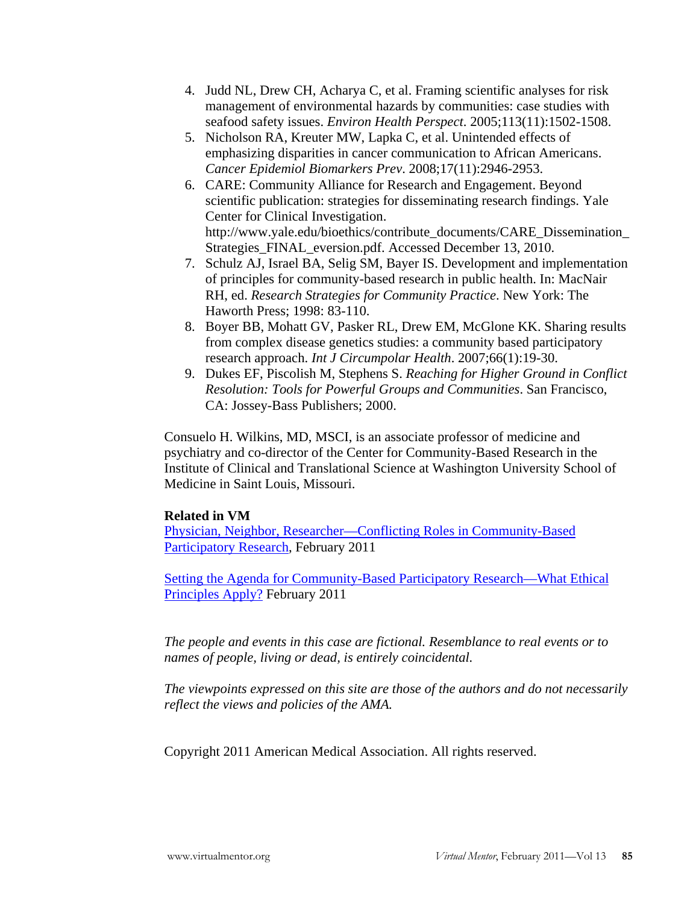4. Judd NL, Drew CH, Acharya C, et al. Framing scientific analyses for risk management of environmental hazards by communities: case studies with seafood safety issues. *Environ Health Perspect*. 2005;113(11):1502-1508.
5. Nicholson RA, Kreuter MW, Lapka C, et al. Unintended effects of emphasizing disparities in cancer communication to African Americans. *Cancer Epidemiol Biomarkers Prev*. 2008;17(11):2946-2953.
6. CARE: Community Alliance for Research and Engagement. Beyond scientific publication: strategies for disseminating research findings. Yale Center for Clinical Investigation. http://www.yale.edu/bioethics/contribute_documents/CARE_Dissemination_Strategies_FINAL_eversion.pdf. Accessed December 13, 2010.
7. Schulz AJ, Israel BA, Selig SM, Bayer IS. Development and implementation of principles for community-based research in public health. In: MacNair RH, ed. *Research Strategies for Community Practice*. New York: The Haworth Press; 1998: 83-110.
8. Boyer BB, Mohatt GV, Pasker RL, Drew EM, McGlone KK. Sharing results from complex disease genetics studies: a community based participatory research approach. *Int J Circumpolar Health*. 2007;66(1):19-30.
9. Dukes EF, Piscolish M, Stephens S. *Reaching for Higher Ground in Conflict Resolution: Tools for Powerful Groups and Communities*. San Francisco, CA: Jossey-Bass Publishers; 2000.

Consuelo H. Wilkins, MD, MSCI, is an associate professor of medicine and psychiatry and co-director of the Center for Community-Based Research in the Institute of Clinical and Translational Science at Washington University School of Medicine in Saint Louis, Missouri.

**Related in VM**

Physician, Neighbor, Researcher—Conflicting Roles in Community-Based Participatory Research, February 2011

Setting the Agenda for Community-Based Participatory Research—What Ethical Principles Apply? February 2011

*The people and events in this case are fictional. Resemblance to real events or to names of people, living or dead, is entirely coincidental.*

*The viewpoints expressed on this site are those of the authors and do not necessarily reflect the views and policies of the AMA.*

Copyright 2011 American Medical Association. All rights reserved.